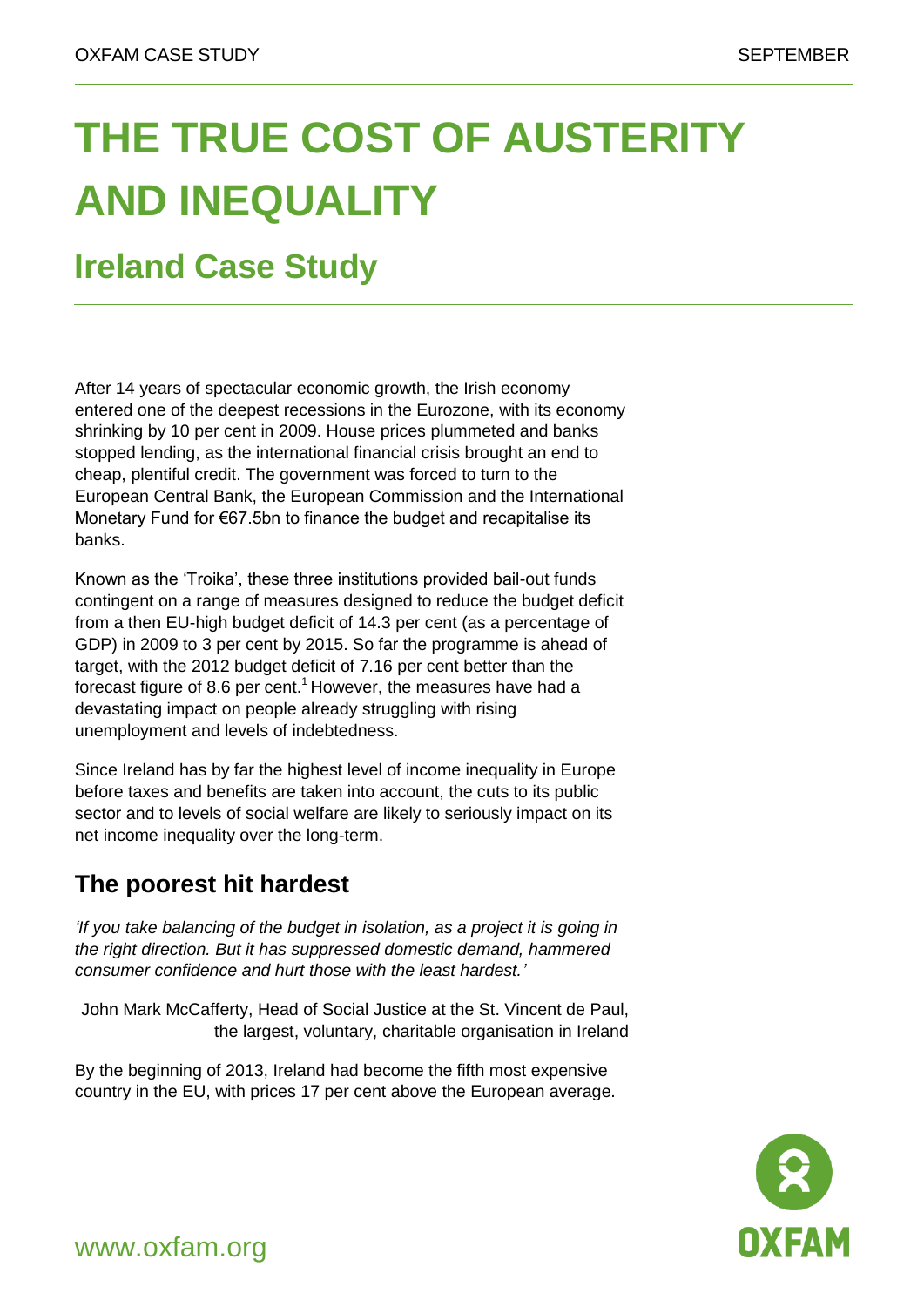OXFAM CASE STUDY SEPTEMBER

# THE TRUE COST OF AUSTERITY AND INEQUALITY

## Ireland Case Study

After 14 years of spectacular economic growth, the Irish economy entered one of the deepest recessions in the Eurozone, with its economy shrinking by 10 per cent in 2009. House prices plummeted and banks stopped lending, as the international financial crisis brought an end to cheap, plentiful credit. The government was forced to turn to the European Central Bank, the European Commission and the International Monetary Fund for €67.5bn to finance the budget and recapitalise its banks.

Known as the 'Troika', these three institutions provided bail-out funds contingent on a range of measures designed to reduce the budget deficit from a then EU-high budget deficit of 14.3 per cent (as a percentage of GDP) in 2009 to 3 per cent by 2015. So far the programme is ahead of target, with the 2012 budget deficit of 7.16 per cent better than the forecast figure of 8.6 per cent.[1] However, the measures have had a devastating impact on people already struggling with rising unemployment and levels of indebtedness.

Since Ireland has by far the highest level of income inequality in Europe before taxes and benefits are taken into account, the cuts to its public sector and to levels of social welfare are likely to seriously impact on its net income inequality over the long-term.

### The poorest hit hardest

*'If you take balancing of the budget in isolation, as a project it is going in the right direction. But it has suppressed domestic demand, hammered consumer confidence and hurt those with the least hardest.'*

John Mark McCafferty, Head of Social Justice at the St. Vincent de Paul, the largest, voluntary, charitable organisation in Ireland

By the beginning of 2013, Ireland had become the fifth most expensive country in the EU, with prices 17 per cent above the European average.

www.oxfam.org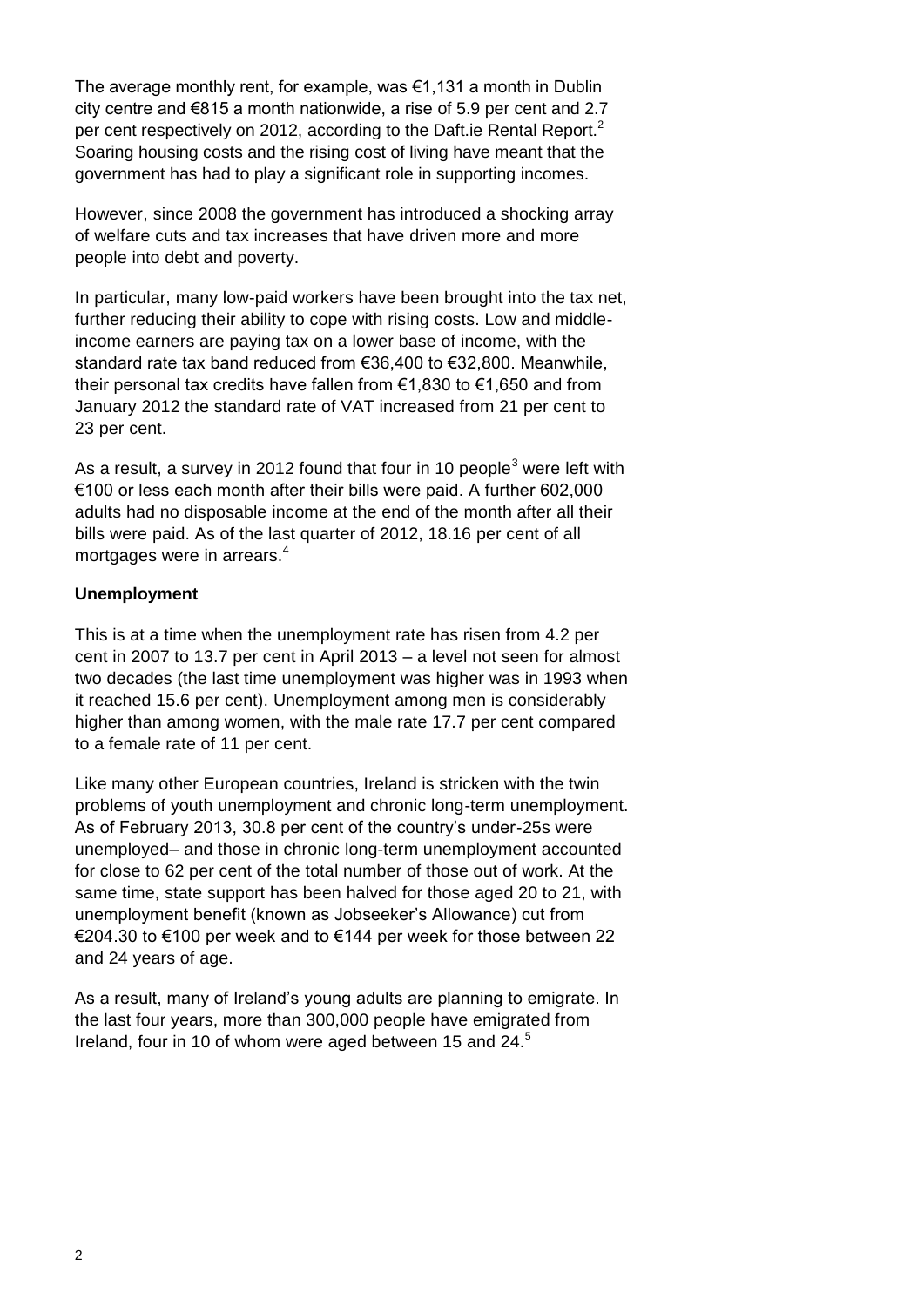The average monthly rent, for example, was €1,131 a month in Dublin city centre and €815 a month nationwide, a rise of 5.9 per cent and 2.7 per cent respectively on 2012, according to the Daft.ie Rental Report.[2] Soaring housing costs and the rising cost of living have meant that the government has had to play a significant role in supporting incomes.

However, since 2008 the government has introduced a shocking array of welfare cuts and tax increases that have driven more and more people into debt and poverty.

In particular, many low-paid workers have been brought into the tax net, further reducing their ability to cope with rising costs. Low and middle-income earners are paying tax on a lower base of income, with the standard rate tax band reduced from €36,400 to €32,800. Meanwhile, their personal tax credits have fallen from €1,830 to €1,650 and from January 2012 the standard rate of VAT increased from 21 per cent to 23 per cent.

As a result, a survey in 2012 found that four in 10 people[3] were left with €100 or less each month after their bills were paid. A further 602,000 adults had no disposable income at the end of the month after all their bills were paid. As of the last quarter of 2012, 18.16 per cent of all mortgages were in arrears.[4]

**Unemployment**

This is at a time when the unemployment rate has risen from 4.2 per cent in 2007 to 13.7 per cent in April 2013 – a level not seen for almost two decades (the last time unemployment was higher was in 1993 when it reached 15.6 per cent). Unemployment among men is considerably higher than among women, with the male rate 17.7 per cent compared to a female rate of 11 per cent.

Like many other European countries, Ireland is stricken with the twin problems of youth unemployment and chronic long-term unemployment. As of February 2013, 30.8 per cent of the country's under-25s were unemployed– and those in chronic long-term unemployment accounted for close to 62 per cent of the total number of those out of work. At the same time, state support has been halved for those aged 20 to 21, with unemployment benefit (known as Jobseeker's Allowance) cut from €204.30 to €100 per week and to €144 per week for those between 22 and 24 years of age.

As a result, many of Ireland's young adults are planning to emigrate. In the last four years, more than 300,000 people have emigrated from Ireland, four in 10 of whom were aged between 15 and 24.[5]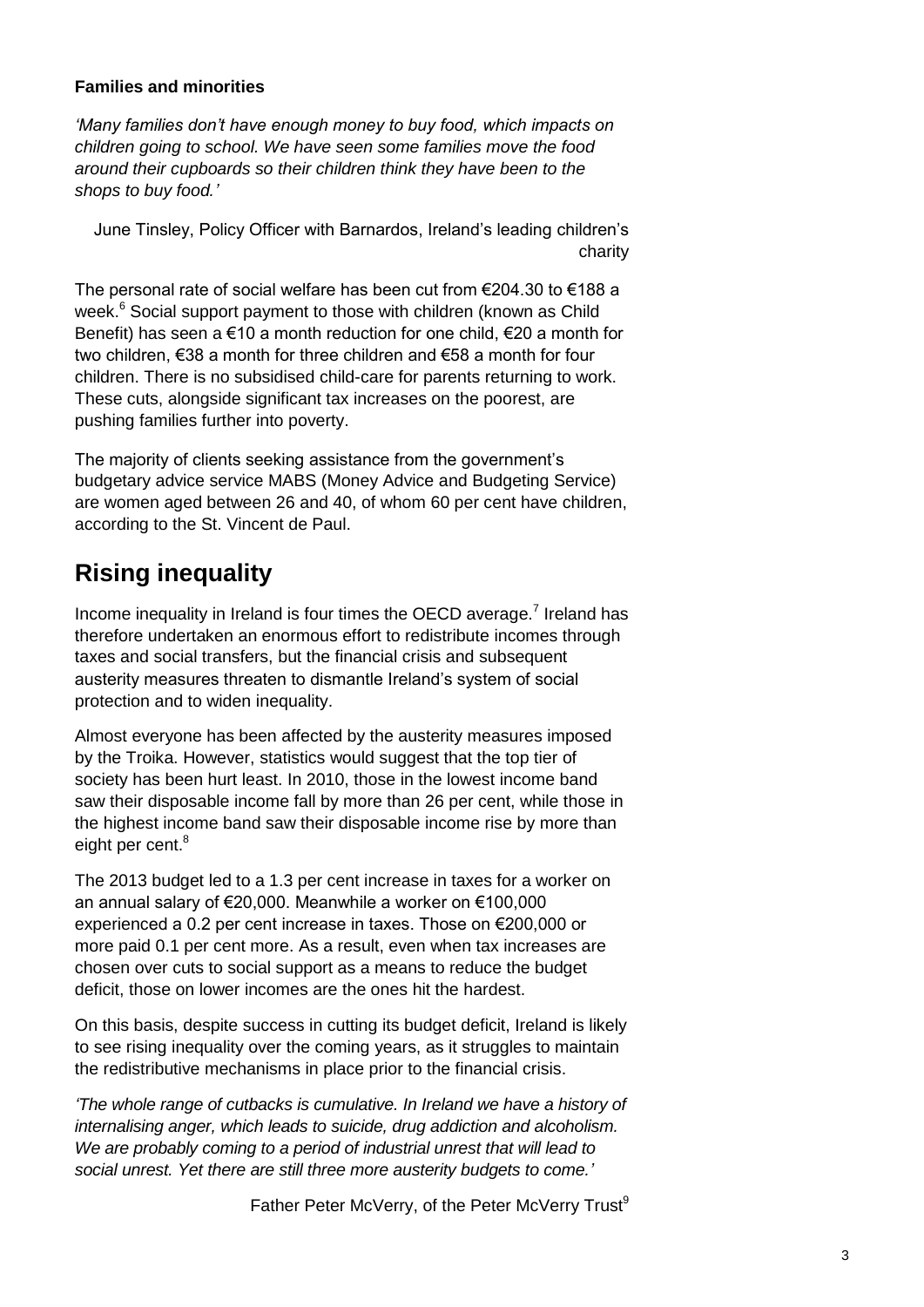**Families and minorities**

*'Many families don't have enough money to buy food, which impacts on children going to school. We have seen some families move the food around their cupboards so their children think they have been to the shops to buy food.'*

June Tinsley, Policy Officer with Barnardos, Ireland's leading children's charity

The personal rate of social welfare has been cut from €204.30 to €188 a week.[6] Social support payment to those with children (known as Child Benefit) has seen a €10 a month reduction for one child, €20 a month for two children, €38 a month for three children and €58 a month for four children. There is no subsidised child-care for parents returning to work. These cuts, alongside significant tax increases on the poorest, are pushing families further into poverty.

The majority of clients seeking assistance from the government's budgetary advice service MABS (Money Advice and Budgeting Service) are women aged between 26 and 40, of whom 60 per cent have children, according to the St. Vincent de Paul.

## Rising inequality

Income inequality in Ireland is four times the OECD average.[7] Ireland has therefore undertaken an enormous effort to redistribute incomes through taxes and social transfers, but the financial crisis and subsequent austerity measures threaten to dismantle Ireland's system of social protection and to widen inequality.

Almost everyone has been affected by the austerity measures imposed by the Troika. However, statistics would suggest that the top tier of society has been hurt least. In 2010, those in the lowest income band saw their disposable income fall by more than 26 per cent, while those in the highest income band saw their disposable income rise by more than eight per cent.[8]

The 2013 budget led to a 1.3 per cent increase in taxes for a worker on an annual salary of €20,000. Meanwhile a worker on €100,000 experienced a 0.2 per cent increase in taxes. Those on €200,000 or more paid 0.1 per cent more. As a result, even when tax increases are chosen over cuts to social support as a means to reduce the budget deficit, those on lower incomes are the ones hit the hardest.

On this basis, despite success in cutting its budget deficit, Ireland is likely to see rising inequality over the coming years, as it struggles to maintain the redistributive mechanisms in place prior to the financial crisis.

*'The whole range of cutbacks is cumulative. In Ireland we have a history of internalising anger, which leads to suicide, drug addiction and alcoholism. We are probably coming to a period of industrial unrest that will lead to social unrest. Yet there are still three more austerity budgets to come.'*

Father Peter McVerry, of the Peter McVerry Trust[9]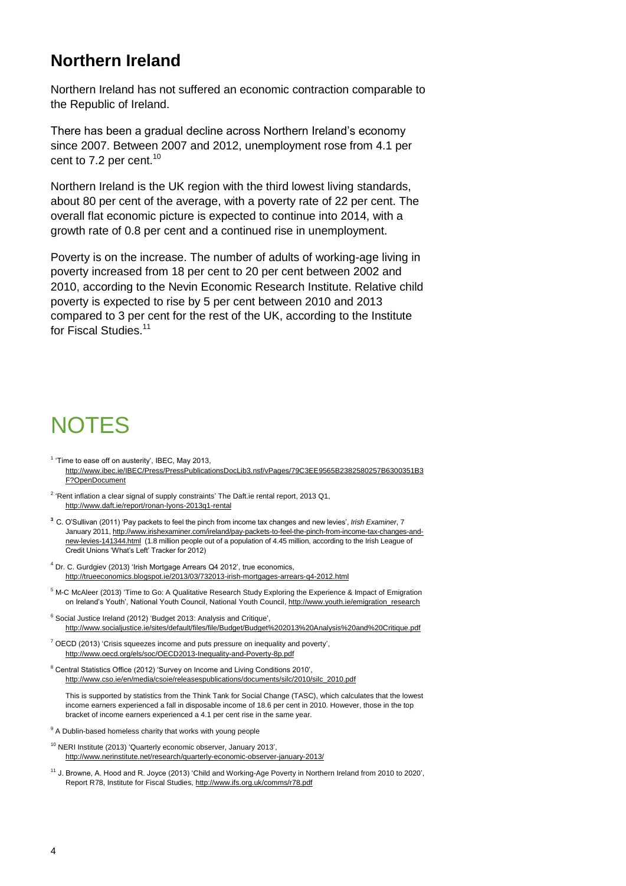## Northern Ireland

Northern Ireland has not suffered an economic contraction comparable to the Republic of Ireland.

There has been a gradual decline across Northern Ireland's economy since 2007. Between 2007 and 2012, unemployment rose from 4.1 per cent to 7.2 per cent.[10]

Northern Ireland is the UK region with the third lowest living standards, about 80 per cent of the average, with a poverty rate of 22 per cent. The overall flat economic picture is expected to continue into 2014, with a growth rate of 0.8 per cent and a continued rise in unemployment.

Poverty is on the increase. The number of adults of working-age living in poverty increased from 18 per cent to 20 per cent between 2002 and 2010, according to the Nevin Economic Research Institute. Relative child poverty is expected to rise by 5 per cent between 2010 and 2013 compared to 3 per cent for the rest of the UK, according to the Institute for Fiscal Studies.[11]

# NOTES

[1] 'Time to ease off on austerity', IBEC, May 2013, http://www.ibec.ie/IBEC/Press/PressPublicationsDocLib3.nsf/vPages/79C3EE9565B2382580257B6300351B3F?OpenDocument

[2] 'Rent inflation a clear signal of supply constraints' The Daft.ie rental report, 2013 Q1, http://www.daft.ie/report/ronan-lyons-2013q1-rental

[3] C. O'Sullivan (2011) 'Pay packets to feel the pinch from income tax changes and new levies', *Irish Examiner*, 7 January 2011, http://www.irishexaminer.com/ireland/pay-packets-to-feel-the-pinch-from-income-tax-changes-and-new-levies-141344.html (1.8 million people out of a population of 4.45 million, according to the Irish League of Credit Unions 'What's Left' Tracker for 2012)

[4] Dr. C. Gurdgiev (2013) 'Irish Mortgage Arrears Q4 2012', true economics, http://trueeconomics.blogspot.ie/2013/03/732013-irish-mortgages-arrears-q4-2012.html

[5] M-C McAleer (2013) 'Time to Go: A Qualitative Research Study Exploring the Experience & Impact of Emigration on Ireland's Youth', National Youth Council, National Youth Council, http://www.youth.ie/emigration_research

[6] Social Justice Ireland (2012) 'Budget 2013: Analysis and Critique', http://www.socialjustice.ie/sites/default/files/file/Budget/Budget%202013%20Analysis%20and%20Critique.pdf

[7] OECD (2013) 'Crisis squeezes income and puts pressure on inequality and poverty', http://www.oecd.org/els/soc/OECD2013-Inequality-and-Poverty-8p.pdf

[8] Central Statistics Office (2012) 'Survey on Income and Living Conditions 2010', http://www.cso.ie/en/media/csoie/releasespublications/documents/silc/2010/silc_2010.pdf

This is supported by statistics from the Think Tank for Social Change (TASC), which calculates that the lowest income earners experienced a fall in disposable income of 18.6 per cent in 2010. However, those in the top bracket of income earners experienced a 4.1 per cent rise in the same year.

[9] A Dublin-based homeless charity that works with young people

[10] NERI Institute (2013) 'Quarterly economic observer, January 2013', http://www.nerinstitute.net/research/quarterly-economic-observer-january-2013/

[11] J. Browne, A. Hood and R. Joyce (2013) 'Child and Working-Age Poverty in Northern Ireland from 2010 to 2020', Report R78, Institute for Fiscal Studies, http://www.ifs.org.uk/comms/r78.pdf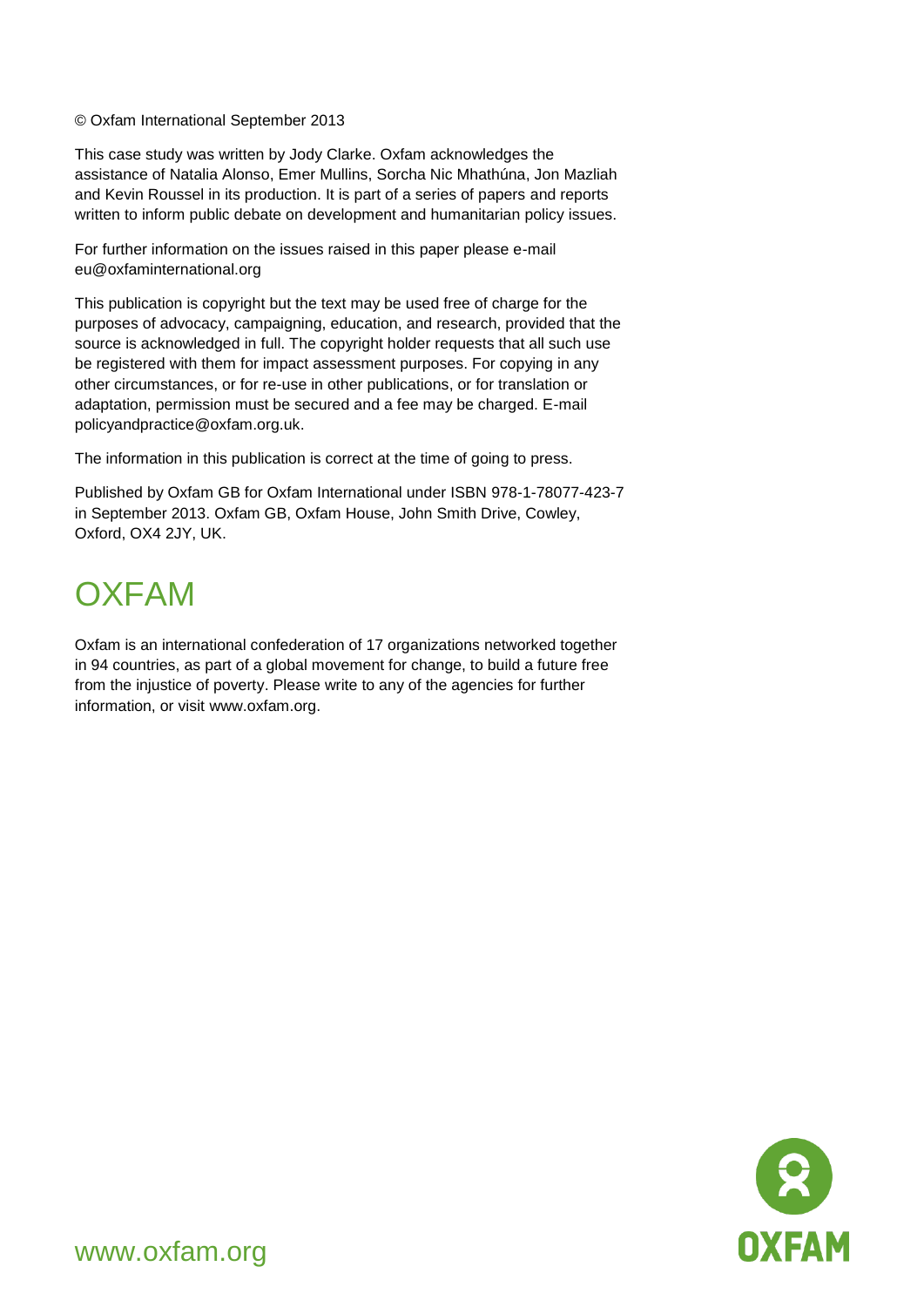© Oxfam International September 2013

This case study was written by Jody Clarke. Oxfam acknowledges the assistance of Natalia Alonso, Emer Mullins, Sorcha Nic Mhathúna, Jon Mazliah and Kevin Roussel in its production. It is part of a series of papers and reports written to inform public debate on development and humanitarian policy issues.

For further information on the issues raised in this paper please e-mail eu@oxfaminternational.org

This publication is copyright but the text may be used free of charge for the purposes of advocacy, campaigning, education, and research, provided that the source is acknowledged in full. The copyright holder requests that all such use be registered with them for impact assessment purposes. For copying in any other circumstances, or for re-use in other publications, or for translation or adaptation, permission must be secured and a fee may be charged. E-mail policyandpractice@oxfam.org.uk.

The information in this publication is correct at the time of going to press.

Published by Oxfam GB for Oxfam International under ISBN 978-1-78077-423-7 in September 2013. Oxfam GB, Oxfam House, John Smith Drive, Cowley, Oxford, OX4 2JY, UK.

# OXFAM

Oxfam is an international confederation of 17 organizations networked together in 94 countries, as part of a global movement for change, to build a future free from the injustice of poverty. Please write to any of the agencies for further information, or visit www.oxfam.org.

www.oxfam.org